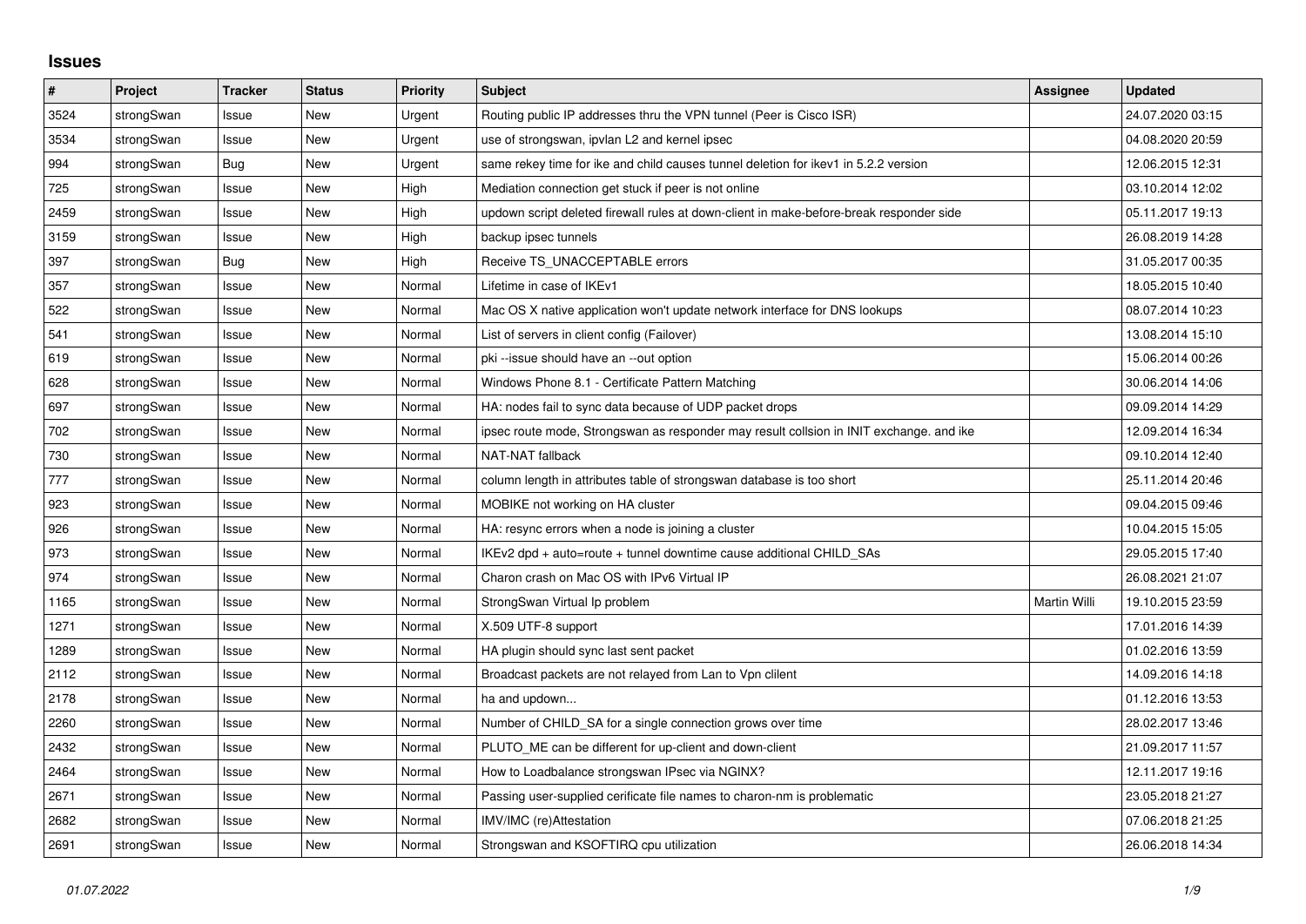# Issues

| # | Project | Tracker | Status | Priority | Subject | Assignee | Updated |
|---|---|---|---|---|---|---|---|
| 3524 | strongSwan | Issue | New | Urgent | Routing public IP addresses thru the VPN tunnel (Peer is Cisco ISR) | | 24.07.2020 03:15 |
| 3534 | strongSwan | Issue | New | Urgent | use of strongswan, ipvlan L2 and kernel ipsec | | 04.08.2020 20:59 |
| 994 | strongSwan | Bug | New | Urgent | same rekey time for ike and child causes tunnel deletion for ikev1 in 5.2.2 version | | 12.06.2015 12:31 |
| 725 | strongSwan | Issue | New | High | Mediation connection get stuck if peer is not online | | 03.10.2014 12:02 |
| 2459 | strongSwan | Issue | New | High | updown script deleted firewall rules at down-client in make-before-break responder side | | 05.11.2017 19:13 |
| 3159 | strongSwan | Issue | New | High | backup ipsec tunnels | | 26.08.2019 14:28 |
| 397 | strongSwan | Bug | New | High | Receive TS_UNACCEPTABLE errors | | 31.05.2017 00:35 |
| 357 | strongSwan | Issue | New | Normal | Lifetime in case of IKEv1 | | 18.05.2015 10:40 |
| 522 | strongSwan | Issue | New | Normal | Mac OS X native application won't update network interface for DNS lookups | | 08.07.2014 10:23 |
| 541 | strongSwan | Issue | New | Normal | List of servers in client config (Failover) | | 13.08.2014 15:10 |
| 619 | strongSwan | Issue | New | Normal | pki --issue should have an --out option | | 15.06.2014 00:26 |
| 628 | strongSwan | Issue | New | Normal | Windows Phone 8.1 - Certificate Pattern Matching | | 30.06.2014 14:06 |
| 697 | strongSwan | Issue | New | Normal | HA: nodes fail to sync data because of UDP packet drops | | 09.09.2014 14:29 |
| 702 | strongSwan | Issue | New | Normal | ipsec route mode, Strongswan as responder may result collsion in INIT exchange. and ike | | 12.09.2014 16:34 |
| 730 | strongSwan | Issue | New | Normal | NAT-NAT fallback | | 09.10.2014 12:40 |
| 777 | strongSwan | Issue | New | Normal | column length in attributes table of strongswan database is too short | | 25.11.2014 20:46 |
| 923 | strongSwan | Issue | New | Normal | MOBIKE not working on HA cluster | | 09.04.2015 09:46 |
| 926 | strongSwan | Issue | New | Normal | HA: resync errors when a node is joining a cluster | | 10.04.2015 15:05 |
| 973 | strongSwan | Issue | New | Normal | IKEv2 dpd + auto=route + tunnel downtime cause additional CHILD_SAs | | 29.05.2015 17:40 |
| 974 | strongSwan | Issue | New | Normal | Charon crash on Mac OS with IPv6 Virtual IP | | 26.08.2021 21:07 |
| 1165 | strongSwan | Issue | New | Normal | StrongSwan Virtual Ip problem | Martin Willi | 19.10.2015 23:59 |
| 1271 | strongSwan | Issue | New | Normal | X.509 UTF-8 support | | 17.01.2016 14:39 |
| 1289 | strongSwan | Issue | New | Normal | HA plugin should sync last sent packet | | 01.02.2016 13:59 |
| 2112 | strongSwan | Issue | New | Normal | Broadcast packets are not relayed from Lan to Vpn clilent | | 14.09.2016 14:18 |
| 2178 | strongSwan | Issue | New | Normal | ha and updown... | | 01.12.2016 13:53 |
| 2260 | strongSwan | Issue | New | Normal | Number of CHILD_SA for a single connection grows over time | | 28.02.2017 13:46 |
| 2432 | strongSwan | Issue | New | Normal | PLUTO_ME can be different for up-client and down-client | | 21.09.2017 11:57 |
| 2464 | strongSwan | Issue | New | Normal | How to Loadbalance strongswan IPsec via NGINX? | | 12.11.2017 19:16 |
| 2671 | strongSwan | Issue | New | Normal | Passing user-supplied cerificate file names to charon-nm is problematic | | 23.05.2018 21:27 |
| 2682 | strongSwan | Issue | New | Normal | IMV/IMC (re)Attestation | | 07.06.2018 21:25 |
| 2691 | strongSwan | Issue | New | Normal | Strongswan and KSOFTIRQ cpu utilization | | 26.06.2018 14:34 |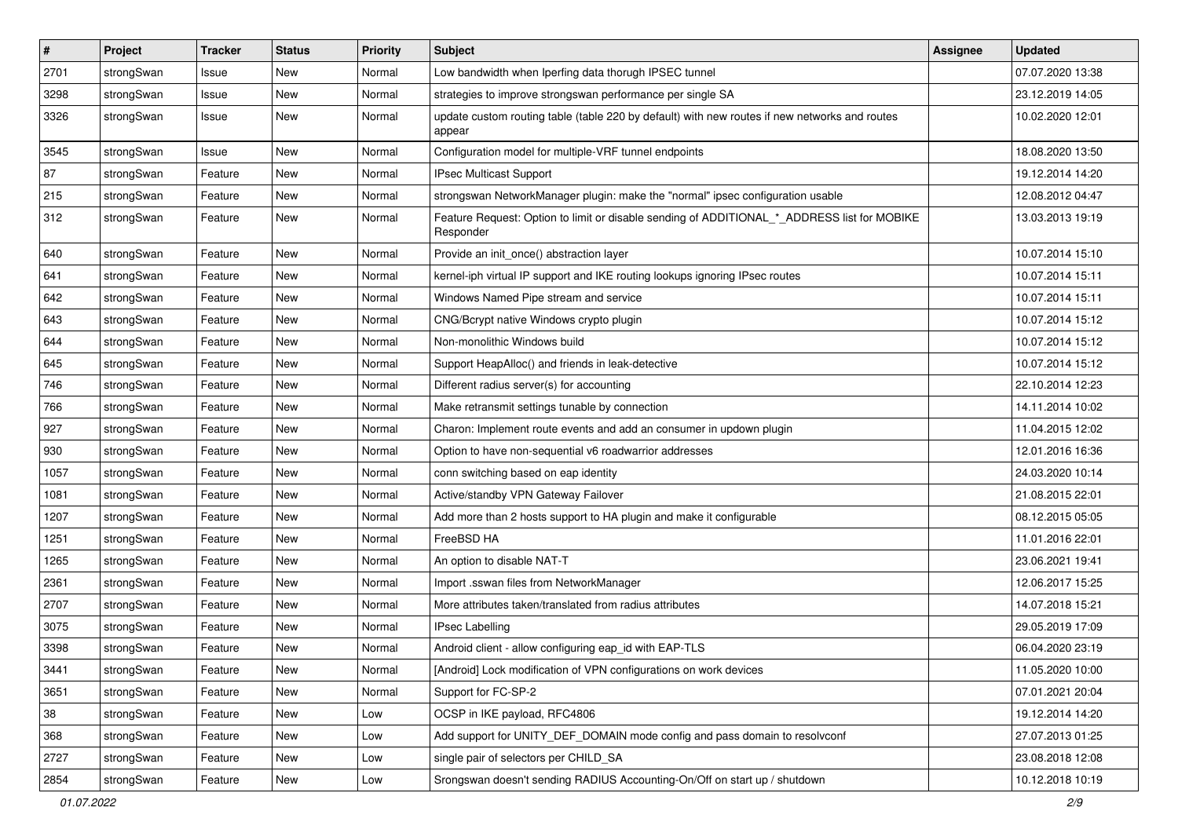| # | Project | Tracker | Status | Priority | Subject | Assignee | Updated |
|---|---|---|---|---|---|---|---|
| 2701 | strongSwan | Issue | New | Normal | Low bandwidth when Iperfing data thorugh IPSEC tunnel | | 07.07.2020 13:38 |
| 3298 | strongSwan | Issue | New | Normal | strategies to improve strongswan performance per single SA | | 23.12.2019 14:05 |
| 3326 | strongSwan | Issue | New | Normal | update custom routing table (table 220 by default) with new routes if new networks and routes appear | | 10.02.2020 12:01 |
| 3545 | strongSwan | Issue | New | Normal | Configuration model for multiple-VRF tunnel endpoints | | 18.08.2020 13:50 |
| 87 | strongSwan | Feature | New | Normal | IPsec Multicast Support | | 19.12.2014 14:20 |
| 215 | strongSwan | Feature | New | Normal | strongswan NetworkManager plugin: make the "normal" ipsec configuration usable | | 12.08.2012 04:47 |
| 312 | strongSwan | Feature | New | Normal | Feature Request: Option to limit or disable sending of ADDITIONAL_*_ADDRESS list for MOBIKE Responder | | 13.03.2013 19:19 |
| 640 | strongSwan | Feature | New | Normal | Provide an init_once() abstraction layer | | 10.07.2014 15:10 |
| 641 | strongSwan | Feature | New | Normal | kernel-iph virtual IP support and IKE routing lookups ignoring IPsec routes | | 10.07.2014 15:11 |
| 642 | strongSwan | Feature | New | Normal | Windows Named Pipe stream and service | | 10.07.2014 15:11 |
| 643 | strongSwan | Feature | New | Normal | CNG/Bcrypt native Windows crypto plugin | | 10.07.2014 15:12 |
| 644 | strongSwan | Feature | New | Normal | Non-monolithic Windows build | | 10.07.2014 15:12 |
| 645 | strongSwan | Feature | New | Normal | Support HeapAlloc() and friends in leak-detective | | 10.07.2014 15:12 |
| 746 | strongSwan | Feature | New | Normal | Different radius server(s) for accounting | | 22.10.2014 12:23 |
| 766 | strongSwan | Feature | New | Normal | Make retransmit settings tunable by connection | | 14.11.2014 10:02 |
| 927 | strongSwan | Feature | New | Normal | Charon: Implement route events and add an consumer in updown plugin | | 11.04.2015 12:02 |
| 930 | strongSwan | Feature | New | Normal | Option to have non-sequential v6 roadwarrior addresses | | 12.01.2016 16:36 |
| 1057 | strongSwan | Feature | New | Normal | conn switching based on eap identity | | 24.03.2020 10:14 |
| 1081 | strongSwan | Feature | New | Normal | Active/standby VPN Gateway Failover | | 21.08.2015 22:01 |
| 1207 | strongSwan | Feature | New | Normal | Add more than 2 hosts support to HA plugin and make it configurable | | 08.12.2015 05:05 |
| 1251 | strongSwan | Feature | New | Normal | FreeBSD HA | | 11.01.2016 22:01 |
| 1265 | strongSwan | Feature | New | Normal | An option to disable NAT-T | | 23.06.2021 19:41 |
| 2361 | strongSwan | Feature | New | Normal | Import .sswan files from NetworkManager | | 12.06.2017 15:25 |
| 2707 | strongSwan | Feature | New | Normal | More attributes taken/translated from radius attributes | | 14.07.2018 15:21 |
| 3075 | strongSwan | Feature | New | Normal | IPsec Labelling | | 29.05.2019 17:09 |
| 3398 | strongSwan | Feature | New | Normal | Android client - allow configuring eap_id with EAP-TLS | | 06.04.2020 23:19 |
| 3441 | strongSwan | Feature | New | Normal | [Android] Lock modification of VPN configurations on work devices | | 11.05.2020 10:00 |
| 3651 | strongSwan | Feature | New | Normal | Support for FC-SP-2 | | 07.01.2021 20:04 |
| 38 | strongSwan | Feature | New | Low | OCSP in IKE payload, RFC4806 | | 19.12.2014 14:20 |
| 368 | strongSwan | Feature | New | Low | Add support for UNITY_DEF_DOMAIN mode config and pass domain to resolvconf | | 27.07.2013 01:25 |
| 2727 | strongSwan | Feature | New | Low | single pair of selectors per CHILD_SA | | 23.08.2018 12:08 |
| 2854 | strongSwan | Feature | New | Low | Srongswan doesn't sending RADIUS Accounting-On/Off on start up / shutdown | | 10.12.2018 10:19 |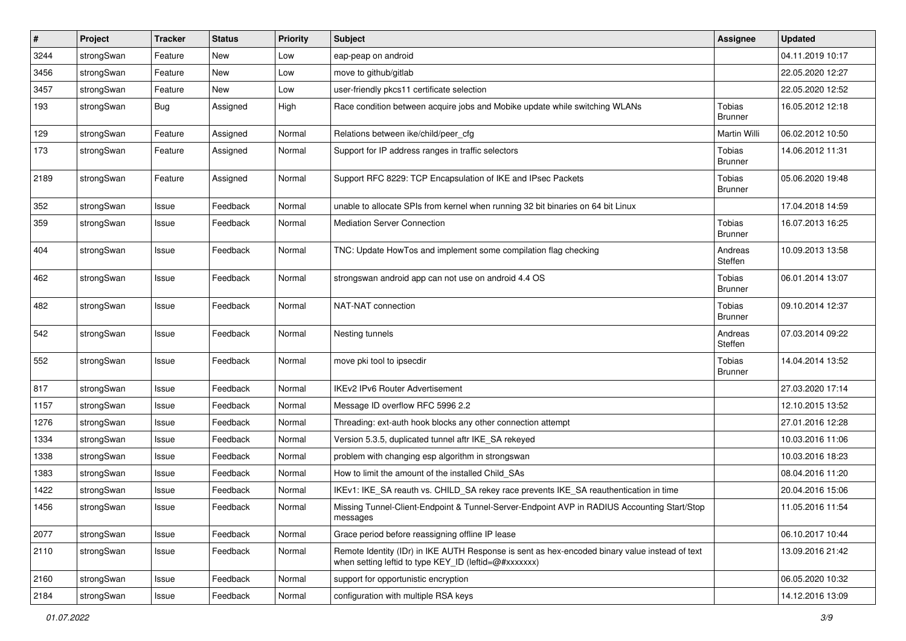| # | Project | Tracker | Status | Priority | Subject | Assignee | Updated |
|---|---|---|---|---|---|---|---|
| 3244 | strongSwan | Feature | New | Low | eap-peap on android | | 04.11.2019 10:17 |
| 3456 | strongSwan | Feature | New | Low | move to github/gitlab | | 22.05.2020 12:27 |
| 3457 | strongSwan | Feature | New | Low | user-friendly pkcs11 certificate selection | | 22.05.2020 12:52 |
| 193 | strongSwan | Bug | Assigned | High | Race condition between acquire jobs and Mobike update while switching WLANs | Tobias Brunner | 16.05.2012 12:18 |
| 129 | strongSwan | Feature | Assigned | Normal | Relations between ike/child/peer_cfg | Martin Willi | 06.02.2012 10:50 |
| 173 | strongSwan | Feature | Assigned | Normal | Support for IP address ranges in traffic selectors | Tobias Brunner | 14.06.2012 11:31 |
| 2189 | strongSwan | Feature | Assigned | Normal | Support RFC 8229: TCP Encapsulation of IKE and IPsec Packets | Tobias Brunner | 05.06.2020 19:48 |
| 352 | strongSwan | Issue | Feedback | Normal | unable to allocate SPIs from kernel when running 32 bit binaries on 64 bit Linux | | 17.04.2018 14:59 |
| 359 | strongSwan | Issue | Feedback | Normal | Mediation Server Connection | Tobias Brunner | 16.07.2013 16:25 |
| 404 | strongSwan | Issue | Feedback | Normal | TNC: Update HowTos and implement some compilation flag checking | Andreas Steffen | 10.09.2013 13:58 |
| 462 | strongSwan | Issue | Feedback | Normal | strongswan android app can not use on android 4.4 OS | Tobias Brunner | 06.01.2014 13:07 |
| 482 | strongSwan | Issue | Feedback | Normal | NAT-NAT connection | Tobias Brunner | 09.10.2014 12:37 |
| 542 | strongSwan | Issue | Feedback | Normal | Nesting tunnels | Andreas Steffen | 07.03.2014 09:22 |
| 552 | strongSwan | Issue | Feedback | Normal | move pki tool to ipsecdir | Tobias Brunner | 14.04.2014 13:52 |
| 817 | strongSwan | Issue | Feedback | Normal | IKEv2 IPv6 Router Advertisement | | 27.03.2020 17:14 |
| 1157 | strongSwan | Issue | Feedback | Normal | Message ID overflow RFC 5996 2.2 | | 12.10.2015 13:52 |
| 1276 | strongSwan | Issue | Feedback | Normal | Threading: ext-auth hook blocks any other connection attempt | | 27.01.2016 12:28 |
| 1334 | strongSwan | Issue | Feedback | Normal | Version 5.3.5, duplicated tunnel aftr IKE_SA rekeyed | | 10.03.2016 11:06 |
| 1338 | strongSwan | Issue | Feedback | Normal | problem with changing esp algorithm in strongswan | | 10.03.2016 18:23 |
| 1383 | strongSwan | Issue | Feedback | Normal | How to limit the amount of the installed Child_SAs | | 08.04.2016 11:20 |
| 1422 | strongSwan | Issue | Feedback | Normal | IKEv1: IKE_SA reauth vs. CHILD_SA rekey race prevents IKE_SA reauthentication in time | | 20.04.2016 15:06 |
| 1456 | strongSwan | Issue | Feedback | Normal | Missing Tunnel-Client-Endpoint & Tunnel-Server-Endpoint AVP in RADIUS Accounting Start/Stop messages | | 11.05.2016 11:54 |
| 2077 | strongSwan | Issue | Feedback | Normal | Grace period before reassigning offline IP lease | | 06.10.2017 10:44 |
| 2110 | strongSwan | Issue | Feedback | Normal | Remote Identity (IDr) in IKE AUTH Response is sent as hex-encoded binary value instead of text when setting leftid to type KEY_ID (leftid=@#xxxxxxx) | | 13.09.2016 21:42 |
| 2160 | strongSwan | Issue | Feedback | Normal | support for opportunistic encryption | | 06.05.2020 10:32 |
| 2184 | strongSwan | Issue | Feedback | Normal | configuration with multiple RSA keys | | 14.12.2016 13:09 |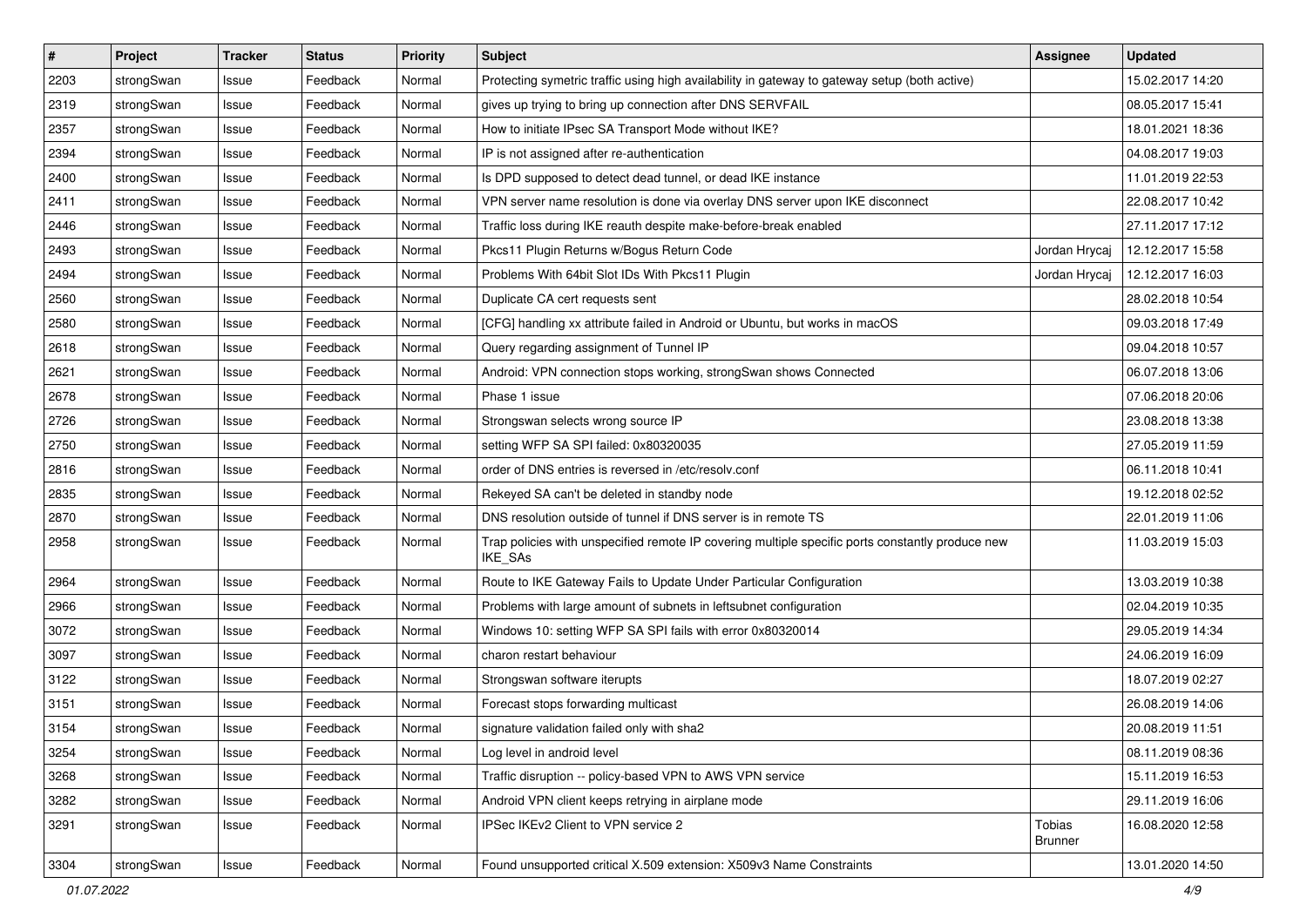| # | Project | Tracker | Status | Priority | Subject | Assignee | Updated |
|---|---|---|---|---|---|---|---|
| 2203 | strongSwan | Issue | Feedback | Normal | Protecting symetric traffic using high availability in gateway to gateway setup (both active) | | 15.02.2017 14:20 |
| 2319 | strongSwan | Issue | Feedback | Normal | gives up trying to bring up connection after DNS SERVFAIL | | 08.05.2017 15:41 |
| 2357 | strongSwan | Issue | Feedback | Normal | How to initiate IPsec SA Transport Mode without IKE? | | 18.01.2021 18:36 |
| 2394 | strongSwan | Issue | Feedback | Normal | IP is not assigned after re-authentication | | 04.08.2017 19:03 |
| 2400 | strongSwan | Issue | Feedback | Normal | Is DPD supposed to detect dead tunnel, or dead IKE instance | | 11.01.2019 22:53 |
| 2411 | strongSwan | Issue | Feedback | Normal | VPN server name resolution is done via overlay DNS server upon IKE disconnect | | 22.08.2017 10:42 |
| 2446 | strongSwan | Issue | Feedback | Normal | Traffic loss during IKE reauth despite make-before-break enabled | | 27.11.2017 17:12 |
| 2493 | strongSwan | Issue | Feedback | Normal | Pkcs11 Plugin Returns w/Bogus Return Code | Jordan Hrycaj | 12.12.2017 15:58 |
| 2494 | strongSwan | Issue | Feedback | Normal | Problems With 64bit Slot IDs With Pkcs11 Plugin | Jordan Hrycaj | 12.12.2017 16:03 |
| 2560 | strongSwan | Issue | Feedback | Normal | Duplicate CA cert requests sent | | 28.02.2018 10:54 |
| 2580 | strongSwan | Issue | Feedback | Normal | [CFG] handling xx attribute failed in Android or Ubuntu, but works in macOS | | 09.03.2018 17:49 |
| 2618 | strongSwan | Issue | Feedback | Normal | Query regarding assignment of Tunnel IP | | 09.04.2018 10:57 |
| 2621 | strongSwan | Issue | Feedback | Normal | Android: VPN connection stops working, strongSwan shows Connected | | 06.07.2018 13:06 |
| 2678 | strongSwan | Issue | Feedback | Normal | Phase 1 issue | | 07.06.2018 20:06 |
| 2726 | strongSwan | Issue | Feedback | Normal | Strongswan selects wrong source IP | | 23.08.2018 13:38 |
| 2750 | strongSwan | Issue | Feedback | Normal | setting WFP SA SPI failed: 0x80320035 | | 27.05.2019 11:59 |
| 2816 | strongSwan | Issue | Feedback | Normal | order of DNS entries is reversed in /etc/resolv.conf | | 06.11.2018 10:41 |
| 2835 | strongSwan | Issue | Feedback | Normal | Rekeyed SA can't be deleted in standby node | | 19.12.2018 02:52 |
| 2870 | strongSwan | Issue | Feedback | Normal | DNS resolution outside of tunnel if DNS server is in remote TS | | 22.01.2019 11:06 |
| 2958 | strongSwan | Issue | Feedback | Normal | Trap policies with unspecified remote IP covering multiple specific ports constantly produce new IKE_SAs | | 11.03.2019 15:03 |
| 2964 | strongSwan | Issue | Feedback | Normal | Route to IKE Gateway Fails to Update Under Particular Configuration | | 13.03.2019 10:38 |
| 2966 | strongSwan | Issue | Feedback | Normal | Problems with large amount of subnets in leftsubnet configuration | | 02.04.2019 10:35 |
| 3072 | strongSwan | Issue | Feedback | Normal | Windows 10: setting WFP SA SPI fails with error 0x80320014 | | 29.05.2019 14:34 |
| 3097 | strongSwan | Issue | Feedback | Normal | charon restart behaviour | | 24.06.2019 16:09 |
| 3122 | strongSwan | Issue | Feedback | Normal | Strongswan software iterupts | | 18.07.2019 02:27 |
| 3151 | strongSwan | Issue | Feedback | Normal | Forecast stops forwarding multicast | | 26.08.2019 14:06 |
| 3154 | strongSwan | Issue | Feedback | Normal | signature validation failed only with sha2 | | 20.08.2019 11:51 |
| 3254 | strongSwan | Issue | Feedback | Normal | Log level in android level | | 08.11.2019 08:36 |
| 3268 | strongSwan | Issue | Feedback | Normal | Traffic disruption -- policy-based VPN to AWS VPN service | | 15.11.2019 16:53 |
| 3282 | strongSwan | Issue | Feedback | Normal | Android VPN client keeps retrying in airplane mode | | 29.11.2019 16:06 |
| 3291 | strongSwan | Issue | Feedback | Normal | IPSec IKEv2 Client to VPN service 2 | Tobias Brunner | 16.08.2020 12:58 |
| 3304 | strongSwan | Issue | Feedback | Normal | Found unsupported critical X.509 extension: X509v3 Name Constraints | | 13.01.2020 14:50 |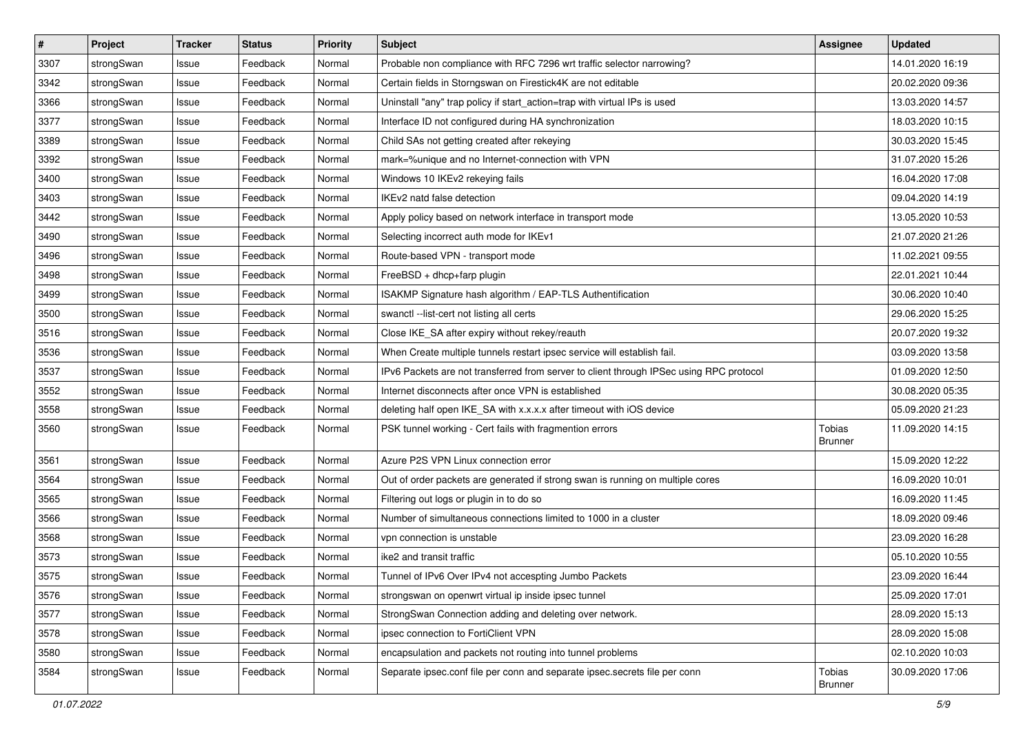| # | Project | Tracker | Status | Priority | Subject | Assignee | Updated |
|---|---|---|---|---|---|---|---|
| 3307 | strongSwan | Issue | Feedback | Normal | Probable non compliance with RFC 7296 wrt traffic selector narrowing? | | 14.01.2020 16:19 |
| 3342 | strongSwan | Issue | Feedback | Normal | Certain fields in Storngswan on Firestick4K are not editable | | 20.02.2020 09:36 |
| 3366 | strongSwan | Issue | Feedback | Normal | Uninstall "any" trap policy if start_action=trap with virtual IPs is used | | 13.03.2020 14:57 |
| 3377 | strongSwan | Issue | Feedback | Normal | Interface ID not configured during HA synchronization | | 18.03.2020 10:15 |
| 3389 | strongSwan | Issue | Feedback | Normal | Child SAs not getting created after rekeying | | 30.03.2020 15:45 |
| 3392 | strongSwan | Issue | Feedback | Normal | mark=%unique and no Internet-connection with VPN | | 31.07.2020 15:26 |
| 3400 | strongSwan | Issue | Feedback | Normal | Windows 10 IKEv2 rekeying fails | | 16.04.2020 17:08 |
| 3403 | strongSwan | Issue | Feedback | Normal | IKEv2 natd false detection | | 09.04.2020 14:19 |
| 3442 | strongSwan | Issue | Feedback | Normal | Apply policy based on network interface in transport mode | | 13.05.2020 10:53 |
| 3490 | strongSwan | Issue | Feedback | Normal | Selecting incorrect auth mode for IKEv1 | | 21.07.2020 21:26 |
| 3496 | strongSwan | Issue | Feedback | Normal | Route-based VPN - transport mode | | 11.02.2021 09:55 |
| 3498 | strongSwan | Issue | Feedback | Normal | FreeBSD + dhcp+farp plugin | | 22.01.2021 10:44 |
| 3499 | strongSwan | Issue | Feedback | Normal | ISAKMP Signature hash algorithm / EAP-TLS Authentification | | 30.06.2020 10:40 |
| 3500 | strongSwan | Issue | Feedback | Normal | swanctl --list-cert not listing all certs | | 29.06.2020 15:25 |
| 3516 | strongSwan | Issue | Feedback | Normal | Close IKE_SA after expiry without rekey/reauth | | 20.07.2020 19:32 |
| 3536 | strongSwan | Issue | Feedback | Normal | When Create multiple tunnels restart ipsec service will establish fail. | | 03.09.2020 13:58 |
| 3537 | strongSwan | Issue | Feedback | Normal | IPv6 Packets are not transferred from server to client through IPSec using RPC protocol | | 01.09.2020 12:50 |
| 3552 | strongSwan | Issue | Feedback | Normal | Internet disconnects after once VPN is established | | 30.08.2020 05:35 |
| 3558 | strongSwan | Issue | Feedback | Normal | deleting half open IKE_SA with x.x.x.x after timeout with iOS device | | 05.09.2020 21:23 |
| 3560 | strongSwan | Issue | Feedback | Normal | PSK tunnel working - Cert fails with fragmention errors | Tobias Brunner | 11.09.2020 14:15 |
| 3561 | strongSwan | Issue | Feedback | Normal | Azure P2S VPN Linux connection error | | 15.09.2020 12:22 |
| 3564 | strongSwan | Issue | Feedback | Normal | Out of order packets are generated if strong swan is running on multiple cores | | 16.09.2020 10:01 |
| 3565 | strongSwan | Issue | Feedback | Normal | Filtering out logs or plugin in to do so | | 16.09.2020 11:45 |
| 3566 | strongSwan | Issue | Feedback | Normal | Number of simultaneous connections limited to 1000 in a cluster | | 18.09.2020 09:46 |
| 3568 | strongSwan | Issue | Feedback | Normal | vpn connection is unstable | | 23.09.2020 16:28 |
| 3573 | strongSwan | Issue | Feedback | Normal | ike2 and transit traffic | | 05.10.2020 10:55 |
| 3575 | strongSwan | Issue | Feedback | Normal | Tunnel of IPv6 Over IPv4 not accespting Jumbo Packets | | 23.09.2020 16:44 |
| 3576 | strongSwan | Issue | Feedback | Normal | strongswan on openwrt virtual ip inside ipsec tunnel | | 25.09.2020 17:01 |
| 3577 | strongSwan | Issue | Feedback | Normal | StrongSwan Connection adding and deleting over network. | | 28.09.2020 15:13 |
| 3578 | strongSwan | Issue | Feedback | Normal | ipsec connection to FortiClient VPN | | 28.09.2020 15:08 |
| 3580 | strongSwan | Issue | Feedback | Normal | encapsulation and packets not routing into tunnel problems | | 02.10.2020 10:03 |
| 3584 | strongSwan | Issue | Feedback | Normal | Separate ipsec.conf file per conn and separate ipsec.secrets file per conn | Tobias Brunner | 30.09.2020 17:06 |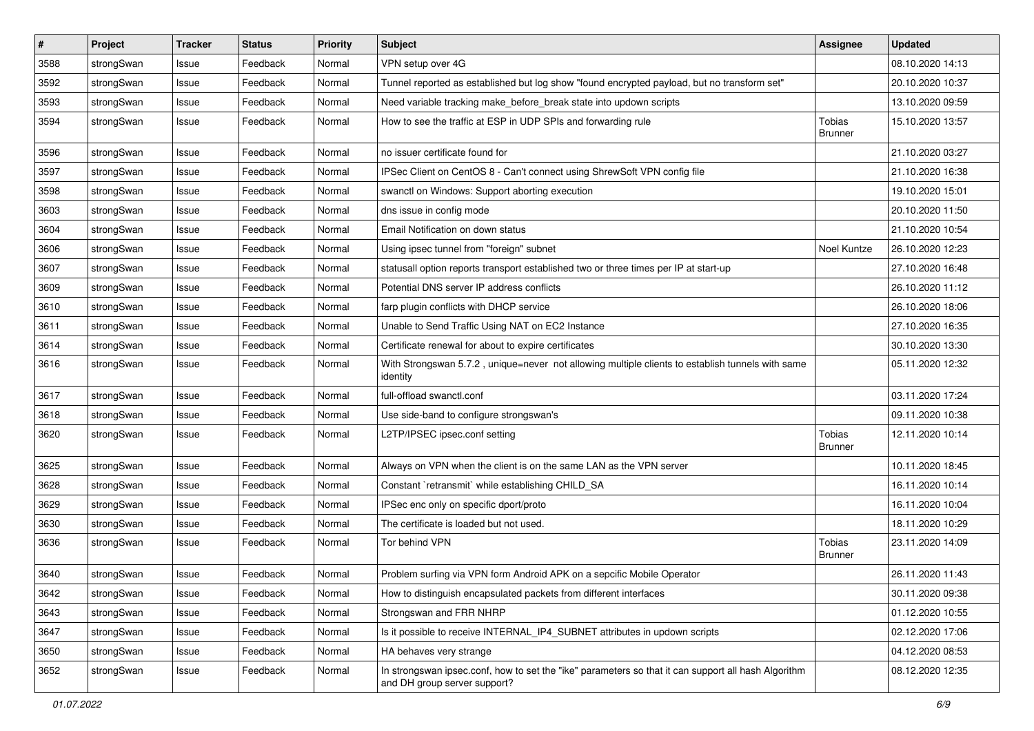| # | Project | Tracker | Status | Priority | Subject | Assignee | Updated |
|---|---|---|---|---|---|---|---|
| 3588 | strongSwan | Issue | Feedback | Normal | VPN setup over 4G | | 08.10.2020 14:13 |
| 3592 | strongSwan | Issue | Feedback | Normal | Tunnel reported as established but log show "found encrypted payload, but no transform set" | | 20.10.2020 10:37 |
| 3593 | strongSwan | Issue | Feedback | Normal | Need variable tracking make_before_break state into updown scripts | | 13.10.2020 09:59 |
| 3594 | strongSwan | Issue | Feedback | Normal | How to see the traffic at ESP in UDP SPIs and forwarding rule | Tobias Brunner | 15.10.2020 13:57 |
| 3596 | strongSwan | Issue | Feedback | Normal | no issuer certificate found for | | 21.10.2020 03:27 |
| 3597 | strongSwan | Issue | Feedback | Normal | IPSec Client on CentOS 8 - Can't connect using ShrewSoft VPN config file | | 21.10.2020 16:38 |
| 3598 | strongSwan | Issue | Feedback | Normal | swanctl on Windows: Support aborting execution | | 19.10.2020 15:01 |
| 3603 | strongSwan | Issue | Feedback | Normal | dns issue in config mode | | 20.10.2020 11:50 |
| 3604 | strongSwan | Issue | Feedback | Normal | Email Notification on down status | | 21.10.2020 10:54 |
| 3606 | strongSwan | Issue | Feedback | Normal | Using ipsec tunnel from "foreign" subnet | Noel Kuntze | 26.10.2020 12:23 |
| 3607 | strongSwan | Issue | Feedback | Normal | statusall option reports transport established two or three times per IP at start-up | | 27.10.2020 16:48 |
| 3609 | strongSwan | Issue | Feedback | Normal | Potential DNS server IP address conflicts | | 26.10.2020 11:12 |
| 3610 | strongSwan | Issue | Feedback | Normal | farp plugin conflicts with DHCP service | | 26.10.2020 18:06 |
| 3611 | strongSwan | Issue | Feedback | Normal | Unable to Send Traffic Using NAT on EC2 Instance | | 27.10.2020 16:35 |
| 3614 | strongSwan | Issue | Feedback | Normal | Certificate renewal for about to expire certificates | | 30.10.2020 13:30 |
| 3616 | strongSwan | Issue | Feedback | Normal | With Strongswan 5.7.2 , unique=never not allowing multiple clients to establish tunnels with same identity | | 05.11.2020 12:32 |
| 3617 | strongSwan | Issue | Feedback | Normal | full-offload swanctl.conf | | 03.11.2020 17:24 |
| 3618 | strongSwan | Issue | Feedback | Normal | Use side-band to configure strongswan's | | 09.11.2020 10:38 |
| 3620 | strongSwan | Issue | Feedback | Normal | L2TP/IPSEC ipsec.conf setting | Tobias Brunner | 12.11.2020 10:14 |
| 3625 | strongSwan | Issue | Feedback | Normal | Always on VPN when the client is on the same LAN as the VPN server | | 10.11.2020 18:45 |
| 3628 | strongSwan | Issue | Feedback | Normal | Constant `retransmit` while establishing CHILD_SA | | 16.11.2020 10:14 |
| 3629 | strongSwan | Issue | Feedback | Normal | IPSec enc only on specific dport/proto | | 16.11.2020 10:04 |
| 3630 | strongSwan | Issue | Feedback | Normal | The certificate is loaded but not used. | | 18.11.2020 10:29 |
| 3636 | strongSwan | Issue | Feedback | Normal | Tor behind VPN | Tobias Brunner | 23.11.2020 14:09 |
| 3640 | strongSwan | Issue | Feedback | Normal | Problem surfing via VPN form Android APK on a sepcific Mobile Operator | | 26.11.2020 11:43 |
| 3642 | strongSwan | Issue | Feedback | Normal | How to distinguish encapsulated packets from different interfaces | | 30.11.2020 09:38 |
| 3643 | strongSwan | Issue | Feedback | Normal | Strongswan and FRR NHRP | | 01.12.2020 10:55 |
| 3647 | strongSwan | Issue | Feedback | Normal | Is it possible to receive INTERNAL_IP4_SUBNET attributes in updown scripts | | 02.12.2020 17:06 |
| 3650 | strongSwan | Issue | Feedback | Normal | HA behaves very strange | | 04.12.2020 08:53 |
| 3652 | strongSwan | Issue | Feedback | Normal | In strongswan ipsec.conf, how to set the "ike" parameters so that it can support all hash Algorithm and DH group server support? | | 08.12.2020 12:35 |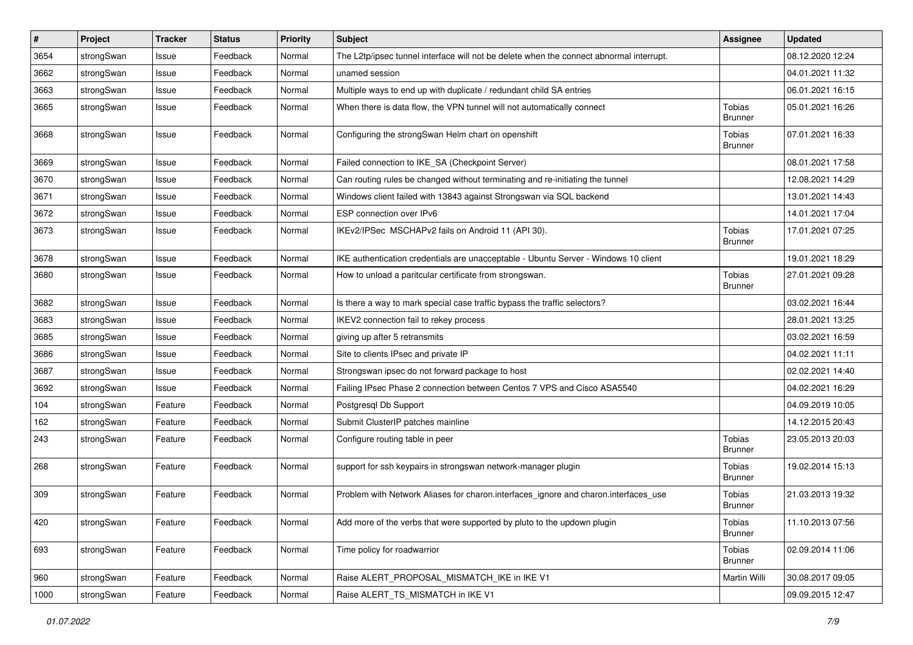| # | Project | Tracker | Status | Priority | Subject | Assignee | Updated |
|---|---|---|---|---|---|---|---|
| 3654 | strongSwan | Issue | Feedback | Normal | The L2tp/ipsec tunnel interface will not be delete when the connect abnormal interrupt. | | 08.12.2020 12:24 |
| 3662 | strongSwan | Issue | Feedback | Normal | unamed session | | 04.01.2021 11:32 |
| 3663 | strongSwan | Issue | Feedback | Normal | Multiple ways to end up with duplicate / redundant child SA entries | | 06.01.2021 16:15 |
| 3665 | strongSwan | Issue | Feedback | Normal | When there is data flow, the VPN tunnel will not automatically connect | Tobias Brunner | 05.01.2021 16:26 |
| 3668 | strongSwan | Issue | Feedback | Normal | Configuring the strongSwan Helm chart on openshift | Tobias Brunner | 07.01.2021 16:33 |
| 3669 | strongSwan | Issue | Feedback | Normal | Failed connection to IKE_SA (Checkpoint Server) | | 08.01.2021 17:58 |
| 3670 | strongSwan | Issue | Feedback | Normal | Can routing rules be changed without terminating and re-initiating the tunnel | | 12.08.2021 14:29 |
| 3671 | strongSwan | Issue | Feedback | Normal | Windows client failed with 13843 against Strongswan via SQL backend | | 13.01.2021 14:43 |
| 3672 | strongSwan | Issue | Feedback | Normal | ESP connection over IPv6 | | 14.01.2021 17:04 |
| 3673 | strongSwan | Issue | Feedback | Normal | IKEv2/IPSec MSCHAPv2 fails on Android 11 (API 30). | Tobias Brunner | 17.01.2021 07:25 |
| 3678 | strongSwan | Issue | Feedback | Normal | IKE authentication credentials are unacceptable - Ubuntu Server - Windows 10 client | | 19.01.2021 18:29 |
| 3680 | strongSwan | Issue | Feedback | Normal | How to unload a paritcular certificate from strongswan. | Tobias Brunner | 27.01.2021 09:28 |
| 3682 | strongSwan | Issue | Feedback | Normal | Is there a way to mark special case traffic bypass the traffic selectors? | | 03.02.2021 16:44 |
| 3683 | strongSwan | Issue | Feedback | Normal | IKEV2 connection fail to rekey process | | 28.01.2021 13:25 |
| 3685 | strongSwan | Issue | Feedback | Normal | giving up after 5 retransmits | | 03.02.2021 16:59 |
| 3686 | strongSwan | Issue | Feedback | Normal | Site to clients IPsec and private IP | | 04.02.2021 11:11 |
| 3687 | strongSwan | Issue | Feedback | Normal | Strongswan ipsec do not forward package to host | | 02.02.2021 14:40 |
| 3692 | strongSwan | Issue | Feedback | Normal | Failing IPsec Phase 2 connection between Centos 7 VPS and Cisco ASA5540 | | 04.02.2021 16:29 |
| 104 | strongSwan | Feature | Feedback | Normal | Postgresql Db Support | | 04.09.2019 10:05 |
| 162 | strongSwan | Feature | Feedback | Normal | Submit ClusterIP patches mainline | | 14.12.2015 20:43 |
| 243 | strongSwan | Feature | Feedback | Normal | Configure routing table in peer | Tobias Brunner | 23.05.2013 20:03 |
| 268 | strongSwan | Feature | Feedback | Normal | support for ssh keypairs in strongswan network-manager plugin | Tobias Brunner | 19.02.2014 15:13 |
| 309 | strongSwan | Feature | Feedback | Normal | Problem with Network Aliases for charon.interfaces_ignore and charon.interfaces_use | Tobias Brunner | 21.03.2013 19:32 |
| 420 | strongSwan | Feature | Feedback | Normal | Add more of the verbs that were supported by pluto to the updown plugin | Tobias Brunner | 11.10.2013 07:56 |
| 693 | strongSwan | Feature | Feedback | Normal | Time policy for roadwarrior | Tobias Brunner | 02.09.2014 11:06 |
| 960 | strongSwan | Feature | Feedback | Normal | Raise ALERT_PROPOSAL_MISMATCH_IKE in IKE V1 | Martin Willi | 30.08.2017 09:05 |
| 1000 | strongSwan | Feature | Feedback | Normal | Raise ALERT_TS_MISMATCH in IKE V1 | | 09.09.2015 12:47 |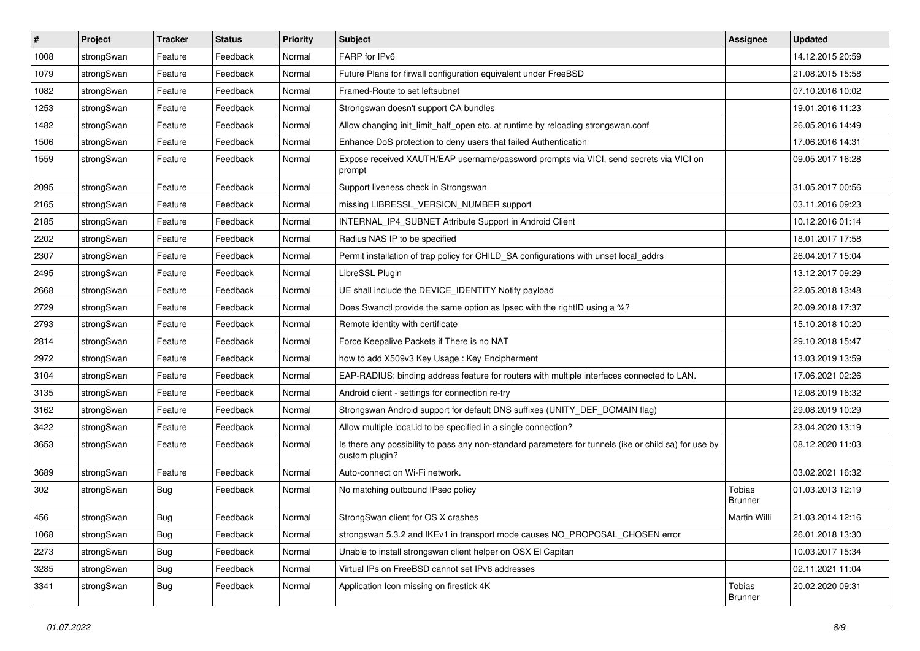| # | Project | Tracker | Status | Priority | Subject | Assignee | Updated |
|---|---|---|---|---|---|---|---|
| 1008 | strongSwan | Feature | Feedback | Normal | FARP for IPv6 | | 14.12.2015 20:59 |
| 1079 | strongSwan | Feature | Feedback | Normal | Future Plans for firwall configuration equivalent under FreeBSD | | 21.08.2015 15:58 |
| 1082 | strongSwan | Feature | Feedback | Normal | Framed-Route to set leftsubnet | | 07.10.2016 10:02 |
| 1253 | strongSwan | Feature | Feedback | Normal | Strongswan doesn't support CA bundles | | 19.01.2016 11:23 |
| 1482 | strongSwan | Feature | Feedback | Normal | Allow changing init_limit_half_open etc. at runtime by reloading strongswan.conf | | 26.05.2016 14:49 |
| 1506 | strongSwan | Feature | Feedback | Normal | Enhance DoS protection to deny users that failed Authentication | | 17.06.2016 14:31 |
| 1559 | strongSwan | Feature | Feedback | Normal | Expose received XAUTH/EAP username/password prompts via VICI, send secrets via VICI on prompt | | 09.05.2017 16:28 |
| 2095 | strongSwan | Feature | Feedback | Normal | Support liveness check in Strongswan | | 31.05.2017 00:56 |
| 2165 | strongSwan | Feature | Feedback | Normal | missing LIBRESSL_VERSION_NUMBER support | | 03.11.2016 09:23 |
| 2185 | strongSwan | Feature | Feedback | Normal | INTERNAL_IP4_SUBNET Attribute Support in Android Client | | 10.12.2016 01:14 |
| 2202 | strongSwan | Feature | Feedback | Normal | Radius NAS IP to be specified | | 18.01.2017 17:58 |
| 2307 | strongSwan | Feature | Feedback | Normal | Permit installation of trap policy for CHILD_SA configurations with unset local_addrs | | 26.04.2017 15:04 |
| 2495 | strongSwan | Feature | Feedback | Normal | LibreSSL Plugin | | 13.12.2017 09:29 |
| 2668 | strongSwan | Feature | Feedback | Normal | UE shall include the DEVICE_IDENTITY Notify payload | | 22.05.2018 13:48 |
| 2729 | strongSwan | Feature | Feedback | Normal | Does Swanctl provide the same option as Ipsec with the rightID using a %? | | 20.09.2018 17:37 |
| 2793 | strongSwan | Feature | Feedback | Normal | Remote identity with certificate | | 15.10.2018 10:20 |
| 2814 | strongSwan | Feature | Feedback | Normal | Force Keepalive Packets if There is no NAT | | 29.10.2018 15:47 |
| 2972 | strongSwan | Feature | Feedback | Normal | how to add X509v3 Key Usage : Key Encipherment | | 13.03.2019 13:59 |
| 3104 | strongSwan | Feature | Feedback | Normal | EAP-RADIUS: binding address feature for routers with multiple interfaces connected to LAN. | | 17.06.2021 02:26 |
| 3135 | strongSwan | Feature | Feedback | Normal | Android client - settings for connection re-try | | 12.08.2019 16:32 |
| 3162 | strongSwan | Feature | Feedback | Normal | Strongswan Android support for default DNS suffixes (UNITY_DEF_DOMAIN flag) | | 29.08.2019 10:29 |
| 3422 | strongSwan | Feature | Feedback | Normal | Allow multiple local.id to be specified in a single connection? | | 23.04.2020 13:19 |
| 3653 | strongSwan | Feature | Feedback | Normal | Is there any possibility to pass any non-standard parameters for tunnels (ike or child sa) for use by custom plugin? | | 08.12.2020 11:03 |
| 3689 | strongSwan | Feature | Feedback | Normal | Auto-connect on Wi-Fi network. | | 03.02.2021 16:32 |
| 302 | strongSwan | Bug | Feedback | Normal | No matching outbound IPsec policy | Tobias Brunner | 01.03.2013 12:19 |
| 456 | strongSwan | Bug | Feedback | Normal | StrongSwan client for OS X crashes | Martin Willi | 21.03.2014 12:16 |
| 1068 | strongSwan | Bug | Feedback | Normal | strongswan 5.3.2 and IKEv1 in transport mode causes NO_PROPOSAL_CHOSEN error | | 26.01.2018 13:30 |
| 2273 | strongSwan | Bug | Feedback | Normal | Unable to install strongswan client helper on OSX El Capitan | | 10.03.2017 15:34 |
| 3285 | strongSwan | Bug | Feedback | Normal | Virtual IPs on FreeBSD cannot set IPv6 addresses | | 02.11.2021 11:04 |
| 3341 | strongSwan | Bug | Feedback | Normal | Application Icon missing on firestick 4K | Tobias Brunner | 20.02.2020 09:31 |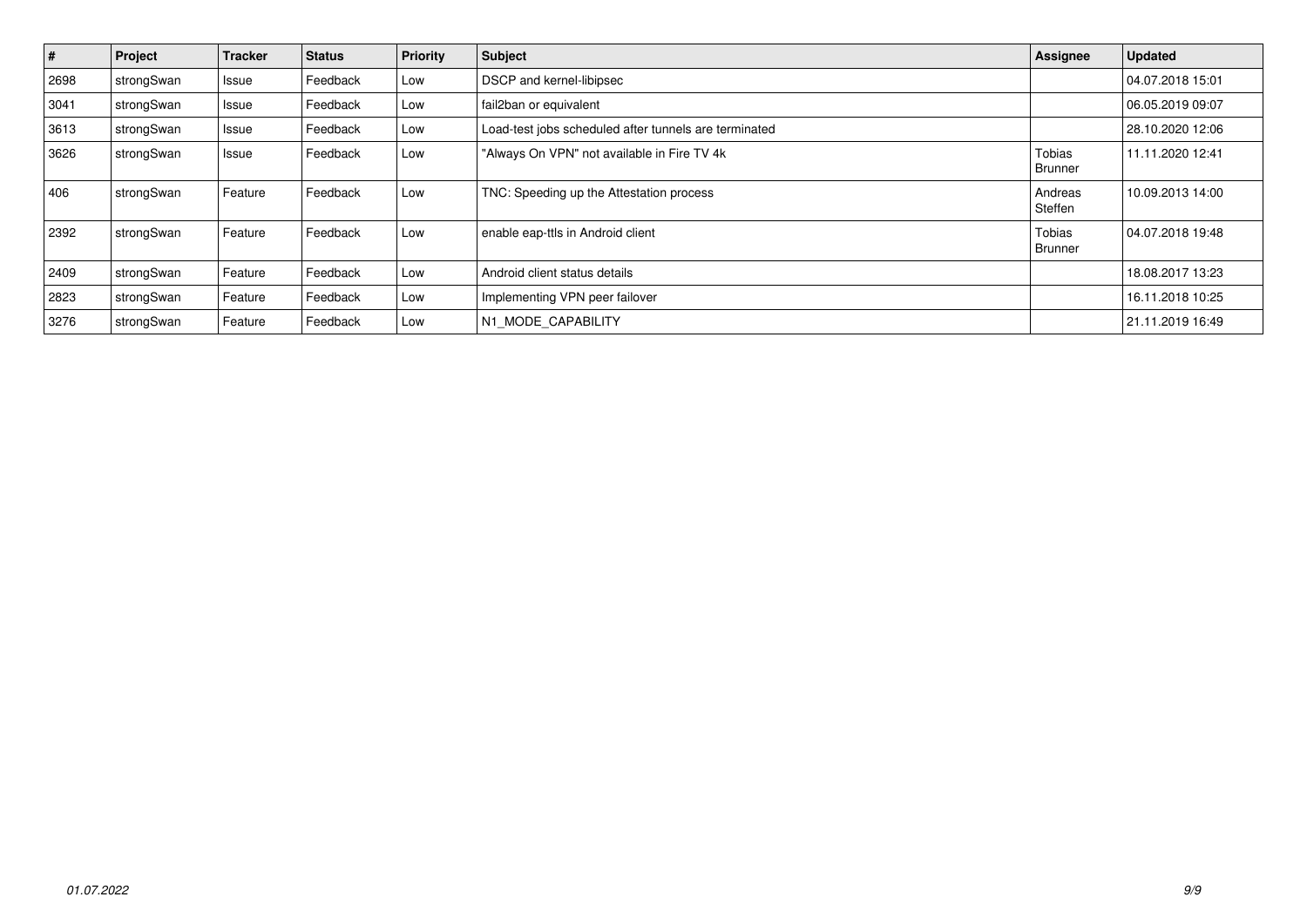| # | Project | Tracker | Status | Priority | Subject | Assignee | Updated |
|---|---|---|---|---|---|---|---|
| 2698 | strongSwan | Issue | Feedback | Low | DSCP and kernel-libipsec | | 04.07.2018 15:01 |
| 3041 | strongSwan | Issue | Feedback | Low | fail2ban or equivalent | | 06.05.2019 09:07 |
| 3613 | strongSwan | Issue | Feedback | Low | Load-test jobs scheduled after tunnels are terminated | | 28.10.2020 12:06 |
| 3626 | strongSwan | Issue | Feedback | Low | "Always On VPN" not available in Fire TV 4k | Tobias Brunner | 11.11.2020 12:41 |
| 406 | strongSwan | Feature | Feedback | Low | TNC: Speeding up the Attestation process | Andreas Steffen | 10.09.2013 14:00 |
| 2392 | strongSwan | Feature | Feedback | Low | enable eap-ttls in Android client | Tobias Brunner | 04.07.2018 19:48 |
| 2409 | strongSwan | Feature | Feedback | Low | Android client status details | | 18.08.2017 13:23 |
| 2823 | strongSwan | Feature | Feedback | Low | Implementing VPN peer failover | | 16.11.2018 10:25 |
| 3276 | strongSwan | Feature | Feedback | Low | N1_MODE_CAPABILITY | | 21.11.2019 16:49 |